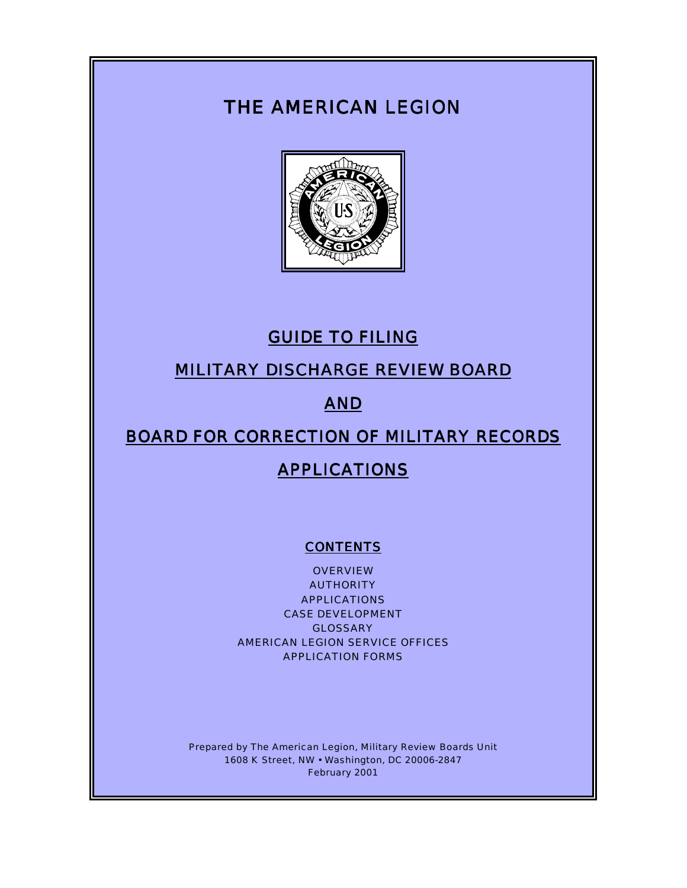# THE AMERICAN LEGION

## GUIDE TO FILING

## MILITARY DISCHARGE REVIEW BOARD

## AND

## BOARD FOR CORRECTION OF MILITARY RECORDS

## APPLICATIONS

### CONTENTS

OVERVIEW
AUTHORITY
APPLICATIONS
CASE DEVELOPMENT
GLOSSARY
AMERICAN LEGION SERVICE OFFICES
APPLICATION FORMS

Prepared by The American Legion, Military Review Boards Unit
1608 K Street, NW • Washington, DC 20006-2847
February 2001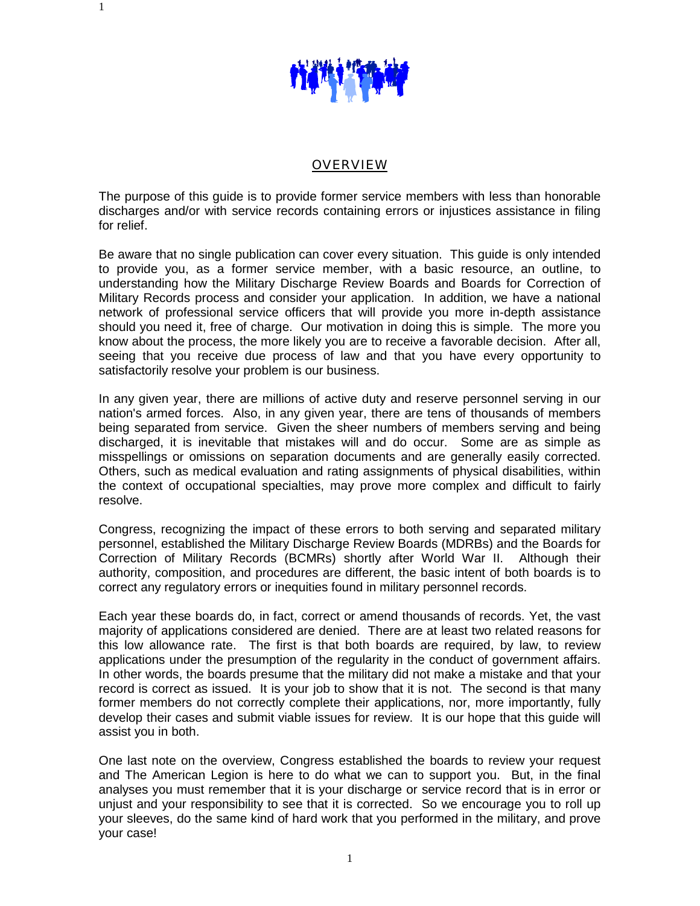## OVERVIEW

The purpose of this guide is to provide former service members with less than honorable discharges and/or with service records containing errors or injustices assistance in filing for relief.

Be aware that no single publication can cover every situation. This guide is only intended to provide you, as a former service member, with a basic resource, an outline, to understanding how the Military Discharge Review Boards and Boards for Correction of Military Records process and consider your application. In addition, we have a national network of professional service officers that will provide you more in-depth assistance should you need it, free of charge. Our motivation in doing this is simple. The more you know about the process, the more likely you are to receive a favorable decision. After all, seeing that you receive due process of law and that you have every opportunity to satisfactorily resolve your problem is our business.

In any given year, there are millions of active duty and reserve personnel serving in our nation's armed forces. Also, in any given year, there are tens of thousands of members being separated from service. Given the sheer numbers of members serving and being discharged, it is inevitable that mistakes will and do occur. Some are as simple as misspellings or omissions on separation documents and are generally easily corrected. Others, such as medical evaluation and rating assignments of physical disabilities, within the context of occupational specialties, may prove more complex and difficult to fairly resolve.

Congress, recognizing the impact of these errors to both serving and separated military personnel, established the Military Discharge Review Boards (MDRBs) and the Boards for Correction of Military Records (BCMRs) shortly after World War II. Although their authority, composition, and procedures are different, the basic intent of both boards is to correct any regulatory errors or inequities found in military personnel records.

Each year these boards do, in fact, correct or amend thousands of records. Yet, the vast majority of applications considered are denied. There are at least two related reasons for this low allowance rate. The first is that both boards are required, by law, to review applications under the presumption of the regularity in the conduct of government affairs. In other words, the boards presume that the military did not make a mistake and that your record is correct as issued. It is your job to show that it is not. The second is that many former members do not correctly complete their applications, nor, more importantly, fully develop their cases and submit viable issues for review. It is our hope that this guide will assist you in both.

One last note on the overview, Congress established the boards to review your request and The American Legion is here to do what we can to support you. But, in the final analyses you must remember that it is your discharge or service record that is in error or unjust and your responsibility to see that it is corrected. So we encourage you to roll up your sleeves, do the same kind of hard work that you performed in the military, and prove your case!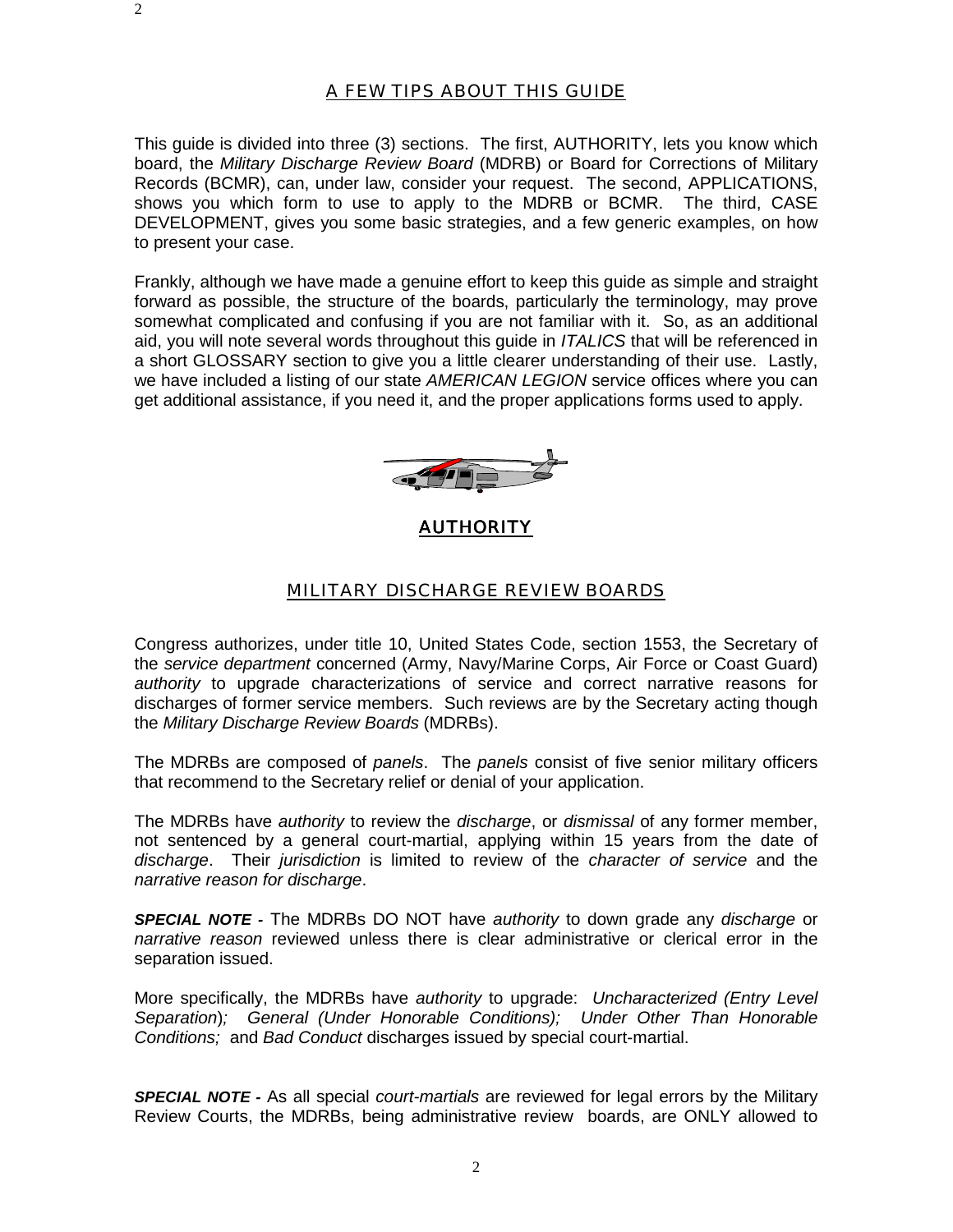## A FEW TIPS ABOUT THIS GUIDE

This guide is divided into three (3) sections. The first, AUTHORITY, lets you know which board, the *Military Discharge Review Board* (MDRB) or Board for Corrections of Military Records (BCMR), can, under law, consider your request. The second, APPLICATIONS, shows you which form to use to apply to the MDRB or BCMR. The third, CASE DEVELOPMENT, gives you some basic strategies, and a few generic examples, on how to present your case.

Frankly, although we have made a genuine effort to keep this guide as simple and straight forward as possible, the structure of the boards, particularly the terminology, may prove somewhat complicated and confusing if you are not familiar with it. So, as an additional aid, you will note several words throughout this guide in *ITALICS* that will be referenced in a short GLOSSARY section to give you a little clearer understanding of their use. Lastly, we have included a listing of our state *AMERICAN LEGION* service offices where you can get additional assistance, if you need it, and the proper applications forms used to apply.

# AUTHORITY

## MILITARY DISCHARGE REVIEW BOARDS

Congress authorizes, under title 10, United States Code, section 1553, the Secretary of the *service department* concerned (Army, Navy/Marine Corps, Air Force or Coast Guard) *authority* to upgrade characterizations of service and correct narrative reasons for discharges of former service members. Such reviews are by the Secretary acting though the *Military Discharge Review Boards* (MDRBs).

The MDRBs are composed of *panels*. The *panels* consist of five senior military officers that recommend to the Secretary relief or denial of your application.

The MDRBs have *authority* to review the *discharge*, or *dismissal* of any former member, not sentenced by a general court-martial, applying within 15 years from the date of *discharge*. Their *jurisdiction* is limited to review of the *character of service* and the *narrative reason for discharge*.

***SPECIAL NOTE -*** The MDRBs DO NOT have *authority* to down grade any *discharge* or *narrative reason* reviewed unless there is clear administrative or clerical error in the separation issued.

More specifically, the MDRBs have *authority* to upgrade: *Uncharacterized (Entry Level Separation); General (Under Honorable Conditions); Under Other Than Honorable Conditions;* and *Bad Conduct* discharges issued by special court-martial.

***SPECIAL NOTE -*** As all special *court-martials* are reviewed for legal errors by the Military Review Courts, the MDRBs, being administrative review boards, are ONLY allowed to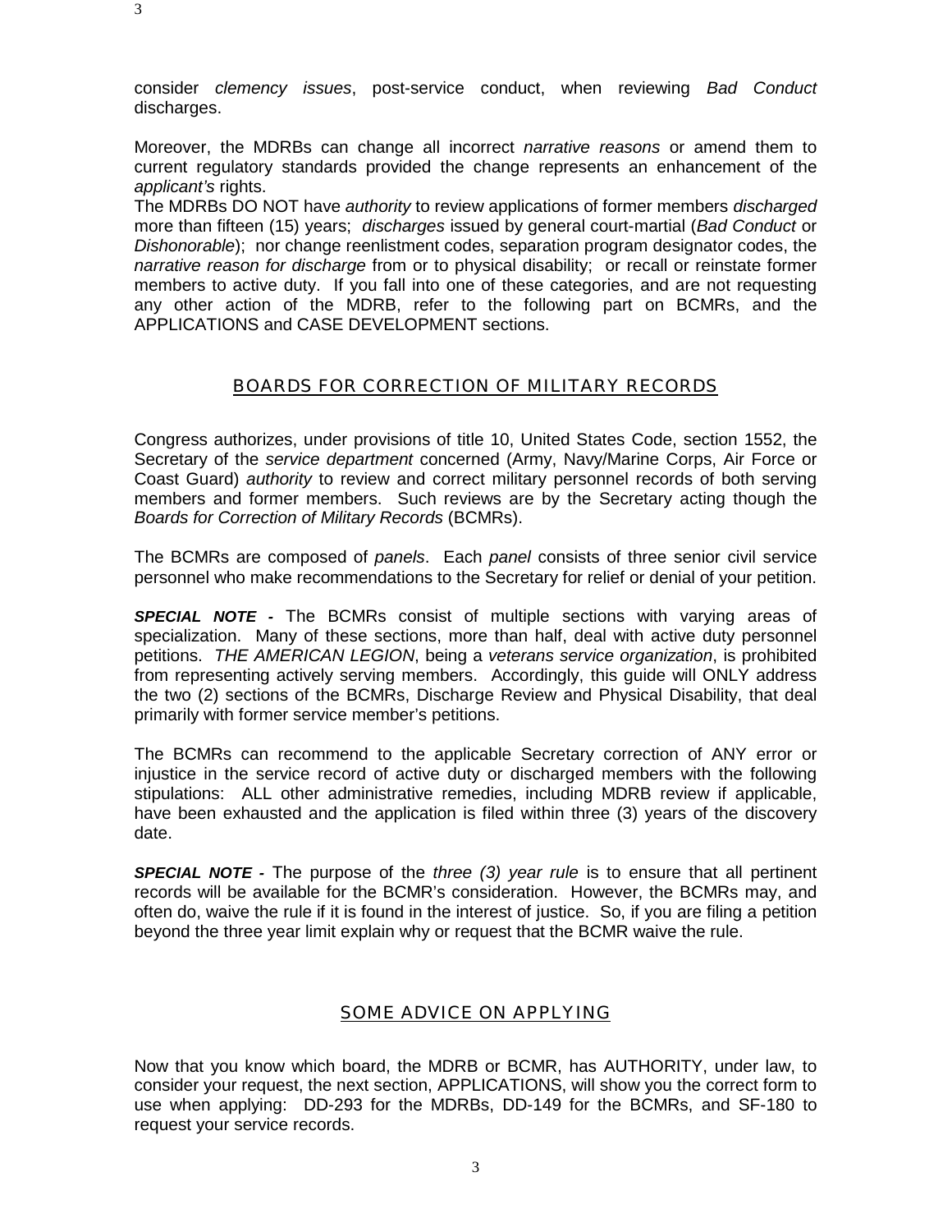consider *clemency issues*, post-service conduct, when reviewing *Bad Conduct* discharges.

Moreover, the MDRBs can change all incorrect *narrative reasons* or amend them to current regulatory standards provided the change represents an enhancement of the *applicant's* rights.
The MDRBs DO NOT have *authority* to review applications of former members *discharged* more than fifteen (15) years; *discharges* issued by general court-martial (*Bad Conduct* or *Dishonorable*); nor change reenlistment codes, separation program designator codes, the *narrative reason for discharge* from or to physical disability; or recall or reinstate former members to active duty. If you fall into one of these categories, and are not requesting any other action of the MDRB, refer to the following part on BCMRs, and the APPLICATIONS and CASE DEVELOPMENT sections.

## BOARDS FOR CORRECTION OF MILITARY RECORDS

Congress authorizes, under provisions of title 10, United States Code, section 1552, the Secretary of the *service department* concerned (Army, Navy/Marine Corps, Air Force or Coast Guard) *authority* to review and correct military personnel records of both serving members and former members. Such reviews are by the Secretary acting though the *Boards for Correction of Military Records* (BCMRs).

The BCMRs are composed of *panels*. Each *panel* consists of three senior civil service personnel who make recommendations to the Secretary for relief or denial of your petition.

***SPECIAL NOTE -*** The BCMRs consist of multiple sections with varying areas of specialization. Many of these sections, more than half, deal with active duty personnel petitions. *THE AMERICAN LEGION*, being a *veterans service organization*, is prohibited from representing actively serving members. Accordingly, this guide will ONLY address the two (2) sections of the BCMRs, Discharge Review and Physical Disability, that deal primarily with former service member's petitions.

The BCMRs can recommend to the applicable Secretary correction of ANY error or injustice in the service record of active duty or discharged members with the following stipulations: ALL other administrative remedies, including MDRB review if applicable, have been exhausted and the application is filed within three (3) years of the discovery date.

***SPECIAL NOTE -*** The purpose of the *three (3) year rule* is to ensure that all pertinent records will be available for the BCMR's consideration. However, the BCMRs may, and often do, waive the rule if it is found in the interest of justice. So, if you are filing a petition beyond the three year limit explain why or request that the BCMR waive the rule.

## SOME ADVICE ON APPLYING

Now that you know which board, the MDRB or BCMR, has AUTHORITY, under law, to consider your request, the next section, APPLICATIONS, will show you the correct form to use when applying: DD-293 for the MDRBs, DD-149 for the BCMRs, and SF-180 to request your service records.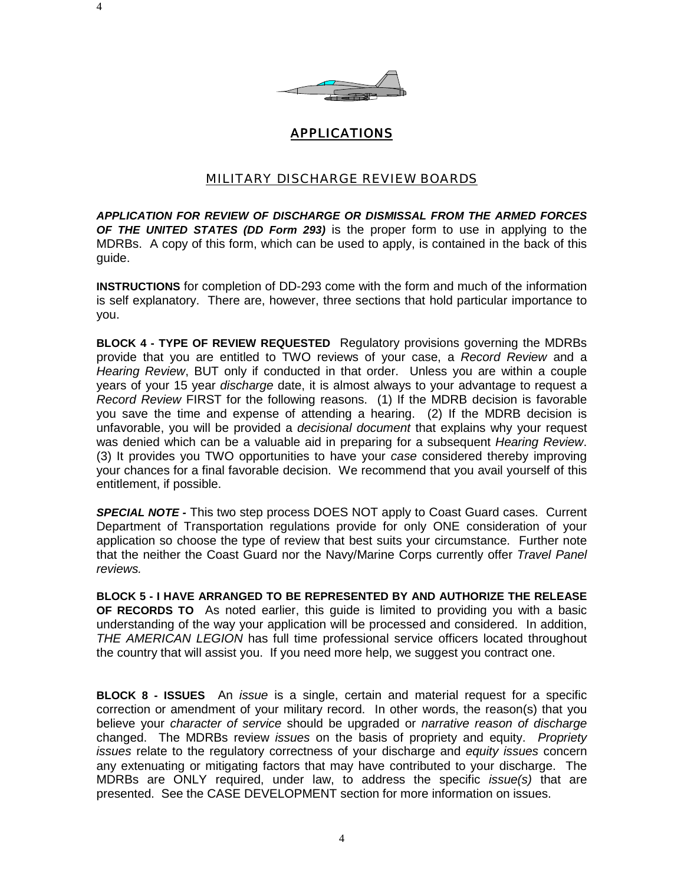# APPLICATIONS

## MILITARY DISCHARGE REVIEW BOARDS

***APPLICATION FOR REVIEW OF DISCHARGE OR DISMISSAL FROM THE ARMED FORCES OF THE UNITED STATES (DD Form 293)*** is the proper form to use in applying to the MDRBs. A copy of this form, which can be used to apply, is contained in the back of this guide.

**INSTRUCTIONS** for completion of DD-293 come with the form and much of the information is self explanatory. There are, however, three sections that hold particular importance to you.

**BLOCK 4 - TYPE OF REVIEW REQUESTED** Regulatory provisions governing the MDRBs provide that you are entitled to TWO reviews of your case, a *Record Review* and a *Hearing Review*, BUT only if conducted in that order. Unless you are within a couple years of your 15 year *discharge* date, it is almost always to your advantage to request a *Record Review* FIRST for the following reasons. (1) If the MDRB decision is favorable you save the time and expense of attending a hearing. (2) If the MDRB decision is unfavorable, you will be provided a *decisional document* that explains why your request was denied which can be a valuable aid in preparing for a subsequent *Hearing Review*. (3) It provides you TWO opportunities to have your *case* considered thereby improving your chances for a final favorable decision. We recommend that you avail yourself of this entitlement, if possible.

***SPECIAL NOTE -*** This two step process DOES NOT apply to Coast Guard cases. Current Department of Transportation regulations provide for only ONE consideration of your application so choose the type of review that best suits your circumstance. Further note that the neither the Coast Guard nor the Navy/Marine Corps currently offer *Travel Panel reviews.*

**BLOCK 5 - I HAVE ARRANGED TO BE REPRESENTED BY AND AUTHORIZE THE RELEASE OF RECORDS TO** As noted earlier, this guide is limited to providing you with a basic understanding of the way your application will be processed and considered. In addition, *THE AMERICAN LEGION* has full time professional service officers located throughout the country that will assist you. If you need more help, we suggest you contract one.

**BLOCK 8 - ISSUES** An *issue* is a single, certain and material request for a specific correction or amendment of your military record. In other words, the reason(s) that you believe your *character of service* should be upgraded or *narrative reason of discharge* changed. The MDRBs review *issues* on the basis of propriety and equity. *Propriety issues* relate to the regulatory correctness of your discharge and *equity issues* concern any extenuating or mitigating factors that may have contributed to your discharge. The MDRBs are ONLY required, under law, to address the specific *issue(s)* that are presented. See the CASE DEVELOPMENT section for more information on issues.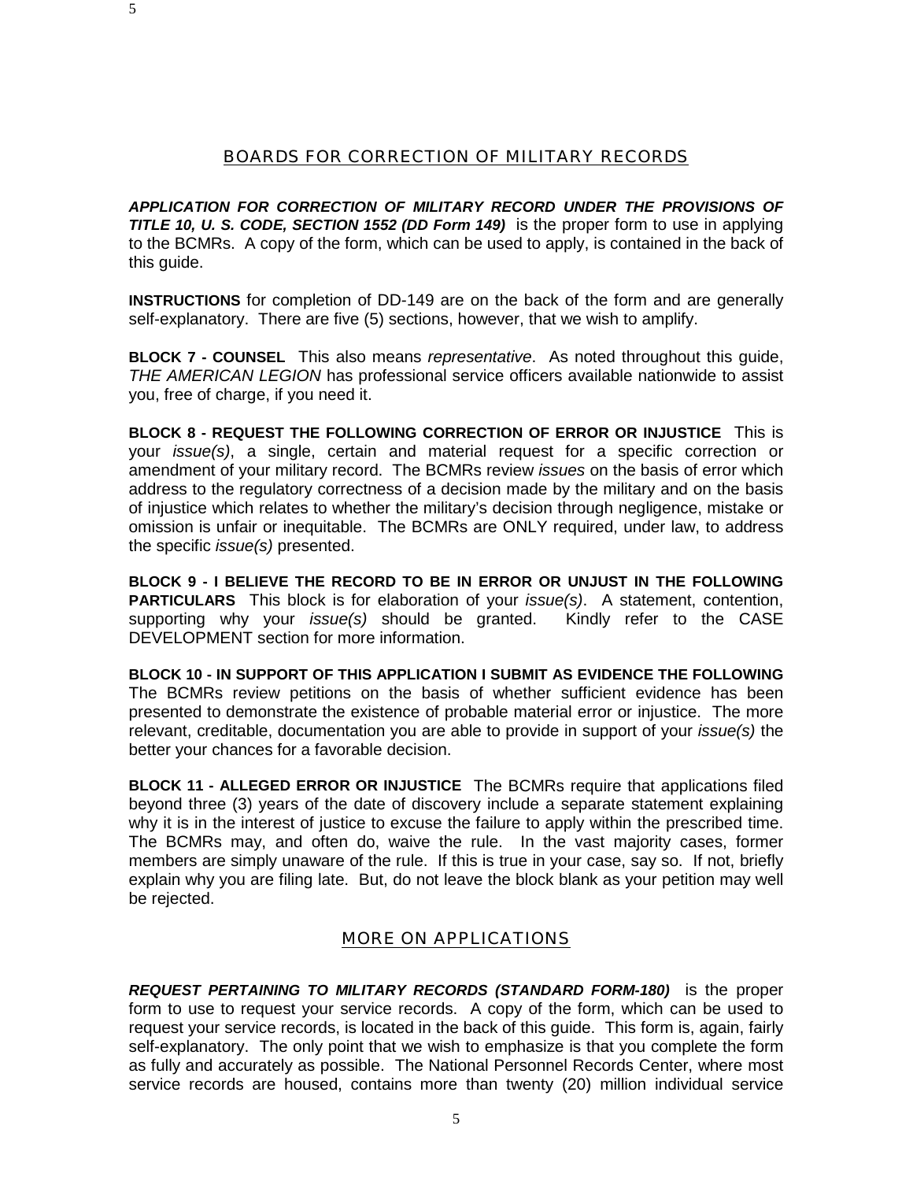## BOARDS FOR CORRECTION OF MILITARY RECORDS

***APPLICATION FOR CORRECTION OF MILITARY RECORD UNDER THE PROVISIONS OF TITLE 10, U. S. CODE, SECTION 1552 (DD Form 149)*** is the proper form to use in applying to the BCMRs. A copy of the form, which can be used to apply, is contained in the back of this guide.

**INSTRUCTIONS** for completion of DD-149 are on the back of the form and are generally self-explanatory. There are five (5) sections, however, that we wish to amplify.

**BLOCK 7 - COUNSEL** This also means *representative*. As noted throughout this guide, *THE AMERICAN LEGION* has professional service officers available nationwide to assist you, free of charge, if you need it.

**BLOCK 8 - REQUEST THE FOLLOWING CORRECTION OF ERROR OR INJUSTICE** This is your *issue(s)*, a single, certain and material request for a specific correction or amendment of your military record. The BCMRs review *issues* on the basis of error which address to the regulatory correctness of a decision made by the military and on the basis of injustice which relates to whether the military's decision through negligence, mistake or omission is unfair or inequitable. The BCMRs are ONLY required, under law, to address the specific *issue(s)* presented.

**BLOCK 9 - I BELIEVE THE RECORD TO BE IN ERROR OR UNJUST IN THE FOLLOWING PARTICULARS** This block is for elaboration of your *issue(s)*. A statement, contention, supporting why your *issue(s)* should be granted. Kindly refer to the CASE DEVELOPMENT section for more information.

**BLOCK 10 - IN SUPPORT OF THIS APPLICATION I SUBMIT AS EVIDENCE THE FOLLOWING** The BCMRs review petitions on the basis of whether sufficient evidence has been presented to demonstrate the existence of probable material error or injustice. The more relevant, creditable, documentation you are able to provide in support of your *issue(s)* the better your chances for a favorable decision.

**BLOCK 11 - ALLEGED ERROR OR INJUSTICE** The BCMRs require that applications filed beyond three (3) years of the date of discovery include a separate statement explaining why it is in the interest of justice to excuse the failure to apply within the prescribed time. The BCMRs may, and often do, waive the rule. In the vast majority cases, former members are simply unaware of the rule. If this is true in your case, say so. If not, briefly explain why you are filing late. But, do not leave the block blank as your petition may well be rejected.

## MORE ON APPLICATIONS

***REQUEST PERTAINING TO MILITARY RECORDS (STANDARD FORM-180)*** is the proper form to use to request your service records. A copy of the form, which can be used to request your service records, is located in the back of this guide. This form is, again, fairly self-explanatory. The only point that we wish to emphasize is that you complete the form as fully and accurately as possible. The National Personnel Records Center, where most service records are housed, contains more than twenty (20) million individual service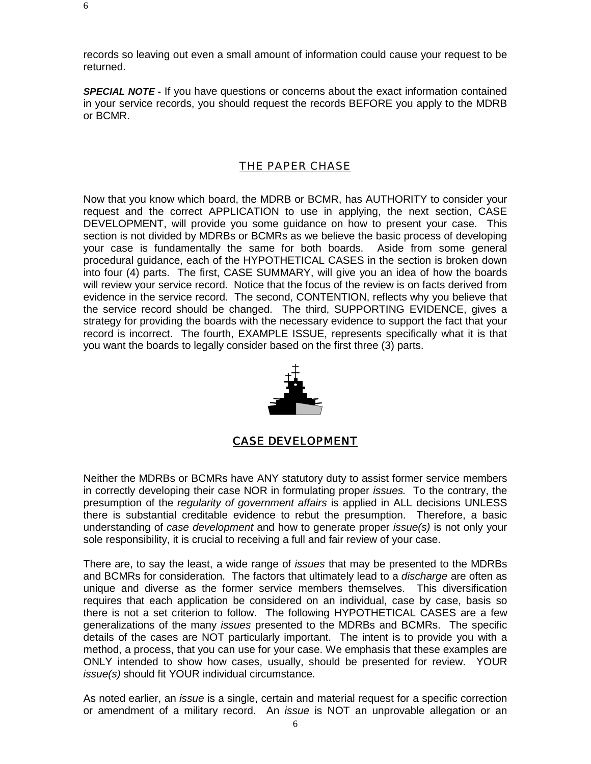records so leaving out even a small amount of information could cause your request to be returned.

***SPECIAL NOTE -*** If you have questions or concerns about the exact information contained in your service records, you should request the records BEFORE you apply to the MDRB or BCMR.

## THE PAPER CHASE

Now that you know which board, the MDRB or BCMR, has AUTHORITY to consider your request and the correct APPLICATION to use in applying, the next section, CASE DEVELOPMENT, will provide you some guidance on how to present your case. This section is not divided by MDRBs or BCMRs as we believe the basic process of developing your case is fundamentally the same for both boards. Aside from some general procedural guidance, each of the HYPOTHETICAL CASES in the section is broken down into four (4) parts. The first, CASE SUMMARY, will give you an idea of how the boards will review your service record. Notice that the focus of the review is on facts derived from evidence in the service record. The second, CONTENTION, reflects why you believe that the service record should be changed. The third, SUPPORTING EVIDENCE, gives a strategy for providing the boards with the necessary evidence to support the fact that your record is incorrect. The fourth, EXAMPLE ISSUE, represents specifically what it is that you want the boards to legally consider based on the first three (3) parts.

## CASE DEVELOPMENT

Neither the MDRBs or BCMRs have ANY statutory duty to assist former service members in correctly developing their case NOR in formulating proper *issues.* To the contrary, the presumption of the *regularity of government affairs* is applied in ALL decisions UNLESS there is substantial creditable evidence to rebut the presumption. Therefore, a basic understanding of *case development* and how to generate proper *issue(s)* is not only your sole responsibility, it is crucial to receiving a full and fair review of your case.

There are, to say the least, a wide range of *issues* that may be presented to the MDRBs and BCMRs for consideration. The factors that ultimately lead to a *discharge* are often as unique and diverse as the former service members themselves. This diversification requires that each application be considered on an individual, case by case, basis so there is not a set criterion to follow. The following HYPOTHETICAL CASES are a few generalizations of the many *issues* presented to the MDRBs and BCMRs. The specific details of the cases are NOT particularly important. The intent is to provide you with a method, a process, that you can use for your case. We emphasis that these examples are ONLY intended to show how cases, usually, should be presented for review. YOUR *issue(s)* should fit YOUR individual circumstance.

As noted earlier, an *issue* is a single, certain and material request for a specific correction or amendment of a military record. An *issue* is NOT an unprovable allegation or an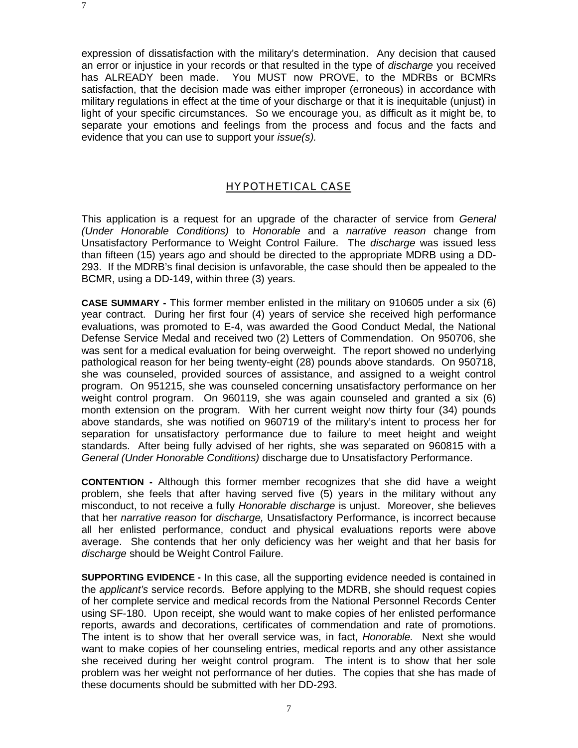expression of dissatisfaction with the military's determination. Any decision that caused an error or injustice in your records or that resulted in the type of *discharge* you received has ALREADY been made. You MUST now PROVE, to the MDRBs or BCMRs satisfaction, that the decision made was either improper (erroneous) in accordance with military regulations in effect at the time of your discharge or that it is inequitable (unjust) in light of your specific circumstances. So we encourage you, as difficult as it might be, to separate your emotions and feelings from the process and focus and the facts and evidence that you can use to support your *issue(s).*

## HYPOTHETICAL CASE

This application is a request for an upgrade of the character of service from *General (Under Honorable Conditions)* to *Honorable* and a *narrative reason* change from Unsatisfactory Performance to Weight Control Failure. The *discharge* was issued less than fifteen (15) years ago and should be directed to the appropriate MDRB using a DD-293. If the MDRB's final decision is unfavorable, the case should then be appealed to the BCMR, using a DD-149, within three (3) years.

**CASE SUMMARY -** This former member enlisted in the military on 910605 under a six (6) year contract. During her first four (4) years of service she received high performance evaluations, was promoted to E-4, was awarded the Good Conduct Medal, the National Defense Service Medal and received two (2) Letters of Commendation. On 950706, she was sent for a medical evaluation for being overweight. The report showed no underlying pathological reason for her being twenty-eight (28) pounds above standards. On 950718, she was counseled, provided sources of assistance, and assigned to a weight control program. On 951215, she was counseled concerning unsatisfactory performance on her weight control program. On 960119, she was again counseled and granted a six (6) month extension on the program. With her current weight now thirty four (34) pounds above standards, she was notified on 960719 of the military's intent to process her for separation for unsatisfactory performance due to failure to meet height and weight standards. After being fully advised of her rights, she was separated on 960815 with a *General (Under Honorable Conditions)* discharge due to Unsatisfactory Performance.

**CONTENTION -** Although this former member recognizes that she did have a weight problem, she feels that after having served five (5) years in the military without any misconduct, to not receive a fully *Honorable discharge* is unjust. Moreover, she believes that her *narrative reason* for *discharge,* Unsatisfactory Performance, is incorrect because all her enlisted performance, conduct and physical evaluations reports were above average. She contends that her only deficiency was her weight and that her basis for *discharge* should be Weight Control Failure.

**SUPPORTING EVIDENCE -** In this case, all the supporting evidence needed is contained in the *applicant's* service records. Before applying to the MDRB, she should request copies of her complete service and medical records from the National Personnel Records Center using SF-180. Upon receipt, she would want to make copies of her enlisted performance reports, awards and decorations, certificates of commendation and rate of promotions. The intent is to show that her overall service was, in fact, *Honorable.* Next she would want to make copies of her counseling entries, medical reports and any other assistance she received during her weight control program. The intent is to show that her sole problem was her weight not performance of her duties. The copies that she has made of these documents should be submitted with her DD-293.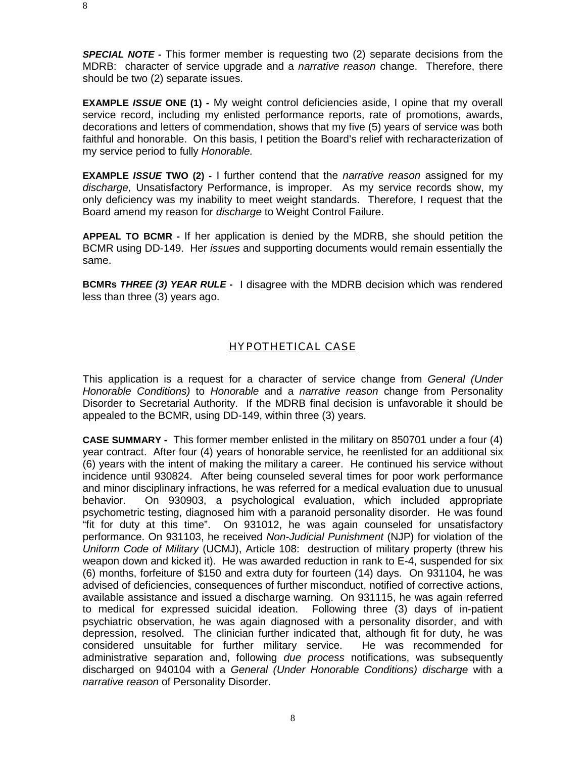***SPECIAL NOTE -*** This former member is requesting two (2) separate decisions from the MDRB: character of service upgrade and a *narrative reason* change. Therefore, there should be two (2) separate issues.

**EXAMPLE *ISSUE* ONE (1) -** My weight control deficiencies aside, I opine that my overall service record, including my enlisted performance reports, rate of promotions, awards, decorations and letters of commendation, shows that my five (5) years of service was both faithful and honorable. On this basis, I petition the Board's relief with recharacterization of my service period to fully *Honorable.*

**EXAMPLE *ISSUE* TWO (2) -** I further contend that the *narrative reason* assigned for my *discharge,* Unsatisfactory Performance, is improper. As my service records show, my only deficiency was my inability to meet weight standards. Therefore, I request that the Board amend my reason for *discharge* to Weight Control Failure.

**APPEAL TO BCMR -** If her application is denied by the MDRB, she should petition the BCMR using DD-149. Her *issues* and supporting documents would remain essentially the same.

**BCMRs *THREE (3) YEAR RULE* -** I disagree with the MDRB decision which was rendered less than three (3) years ago.

## HYPOTHETICAL CASE

This application is a request for a character of service change from *General (Under Honorable Conditions)* to *Honorable* and a *narrative reason* change from Personality Disorder to Secretarial Authority. If the MDRB final decision is unfavorable it should be appealed to the BCMR, using DD-149, within three (3) years.

**CASE SUMMARY -** This former member enlisted in the military on 850701 under a four (4) year contract. After four (4) years of honorable service, he reenlisted for an additional six (6) years with the intent of making the military a career. He continued his service without incidence until 930824. After being counseled several times for poor work performance and minor disciplinary infractions, he was referred for a medical evaluation due to unusual behavior. On 930903, a psychological evaluation, which included appropriate psychometric testing, diagnosed him with a paranoid personality disorder. He was found "fit for duty at this time". On 931012, he was again counseled for unsatisfactory performance. On 931103, he received *Non-Judicial Punishment* (NJP) for violation of the *Uniform Code of Military* (UCMJ), Article 108: destruction of military property (threw his weapon down and kicked it). He was awarded reduction in rank to E-4, suspended for six (6) months, forfeiture of $150 and extra duty for fourteen (14) days. On 931104, he was advised of deficiencies, consequences of further misconduct, notified of corrective actions, available assistance and issued a discharge warning. On 931115, he was again referred to medical for expressed suicidal ideation. Following three (3) days of in-patient psychiatric observation, he was again diagnosed with a personality disorder, and with depression, resolved. The clinician further indicated that, although fit for duty, he was considered unsuitable for further military service. He was recommended for administrative separation and, following *due process* notifications, was subsequently discharged on 940104 with a *General (Under Honorable Conditions) discharge* with a *narrative reason* of Personality Disorder.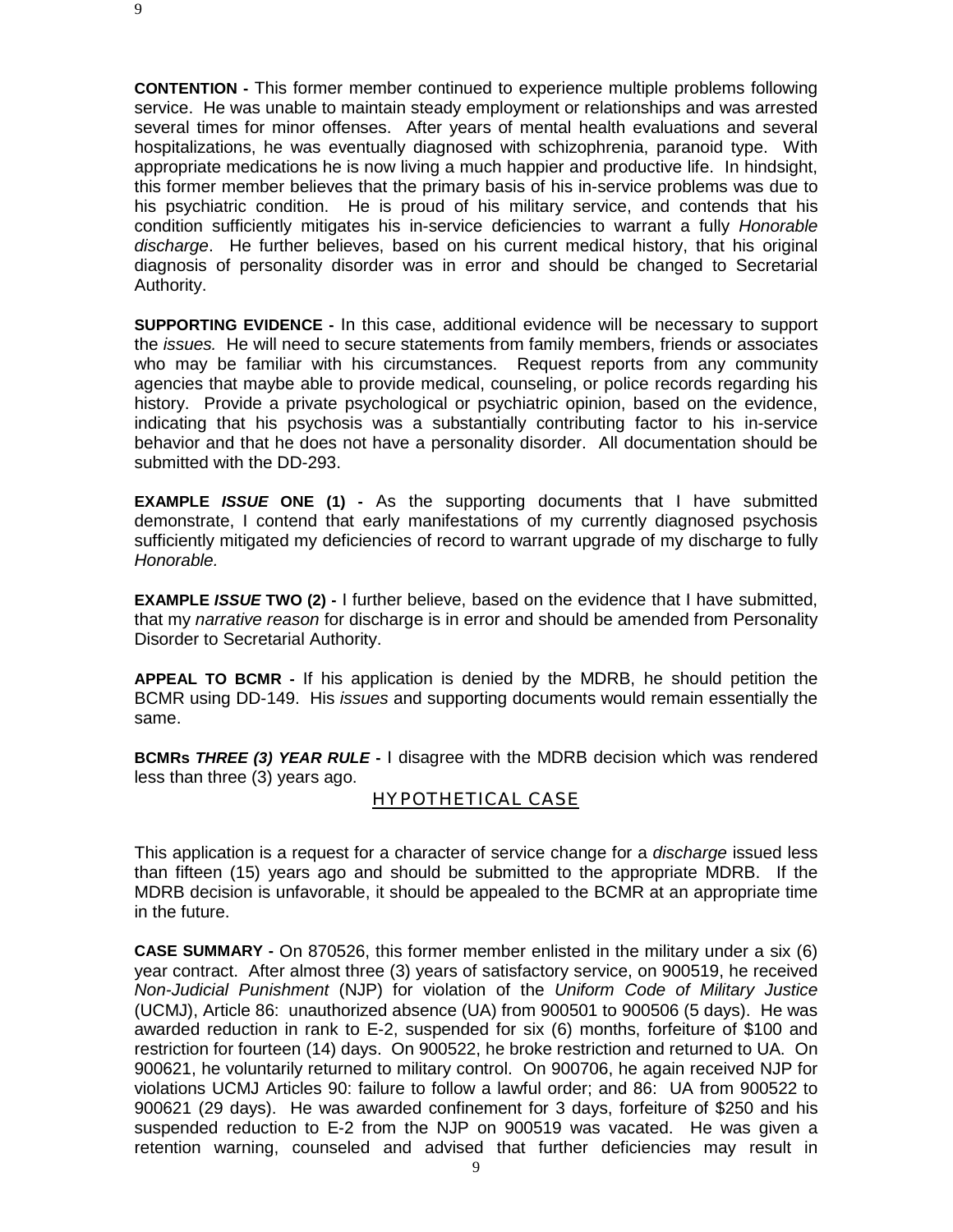**CONTENTION -** This former member continued to experience multiple problems following service. He was unable to maintain steady employment or relationships and was arrested several times for minor offenses. After years of mental health evaluations and several hospitalizations, he was eventually diagnosed with schizophrenia, paranoid type. With appropriate medications he is now living a much happier and productive life. In hindsight, this former member believes that the primary basis of his in-service problems was due to his psychiatric condition. He is proud of his military service, and contends that his condition sufficiently mitigates his in-service deficiencies to warrant a fully *Honorable discharge*. He further believes, based on his current medical history, that his original diagnosis of personality disorder was in error and should be changed to Secretarial Authority.

**SUPPORTING EVIDENCE -** In this case, additional evidence will be necessary to support the *issues.* He will need to secure statements from family members, friends or associates who may be familiar with his circumstances. Request reports from any community agencies that maybe able to provide medical, counseling, or police records regarding his history. Provide a private psychological or psychiatric opinion, based on the evidence, indicating that his psychosis was a substantially contributing factor to his in-service behavior and that he does not have a personality disorder. All documentation should be submitted with the DD-293.

**EXAMPLE *ISSUE* ONE (1) -** As the supporting documents that I have submitted demonstrate, I contend that early manifestations of my currently diagnosed psychosis sufficiently mitigated my deficiencies of record to warrant upgrade of my discharge to fully *Honorable.*

**EXAMPLE *ISSUE* TWO (2) -** I further believe, based on the evidence that I have submitted, that my *narrative reason* for discharge is in error and should be amended from Personality Disorder to Secretarial Authority.

**APPEAL TO BCMR -** If his application is denied by the MDRB, he should petition the BCMR using DD-149. His *issues* and supporting documents would remain essentially the same.

**BCMRs *THREE (3) YEAR RULE* -** I disagree with the MDRB decision which was rendered less than three (3) years ago.

## HYPOTHETICAL CASE

This application is a request for a character of service change for a *discharge* issued less than fifteen (15) years ago and should be submitted to the appropriate MDRB. If the MDRB decision is unfavorable, it should be appealed to the BCMR at an appropriate time in the future.

**CASE SUMMARY -** On 870526, this former member enlisted in the military under a six (6) year contract. After almost three (3) years of satisfactory service, on 900519, he received *Non-Judicial Punishment* (NJP) for violation of the *Uniform Code of Military Justice* (UCMJ), Article 86: unauthorized absence (UA) from 900501 to 900506 (5 days). He was awarded reduction in rank to E-2, suspended for six (6) months, forfeiture of $100 and restriction for fourteen (14) days. On 900522, he broke restriction and returned to UA. On 900621, he voluntarily returned to military control. On 900706, he again received NJP for violations UCMJ Articles 90: failure to follow a lawful order; and 86: UA from 900522 to 900621 (29 days). He was awarded confinement for 3 days, forfeiture of $250 and his suspended reduction to E-2 from the NJP on 900519 was vacated. He was given a retention warning, counseled and advised that further deficiencies may result in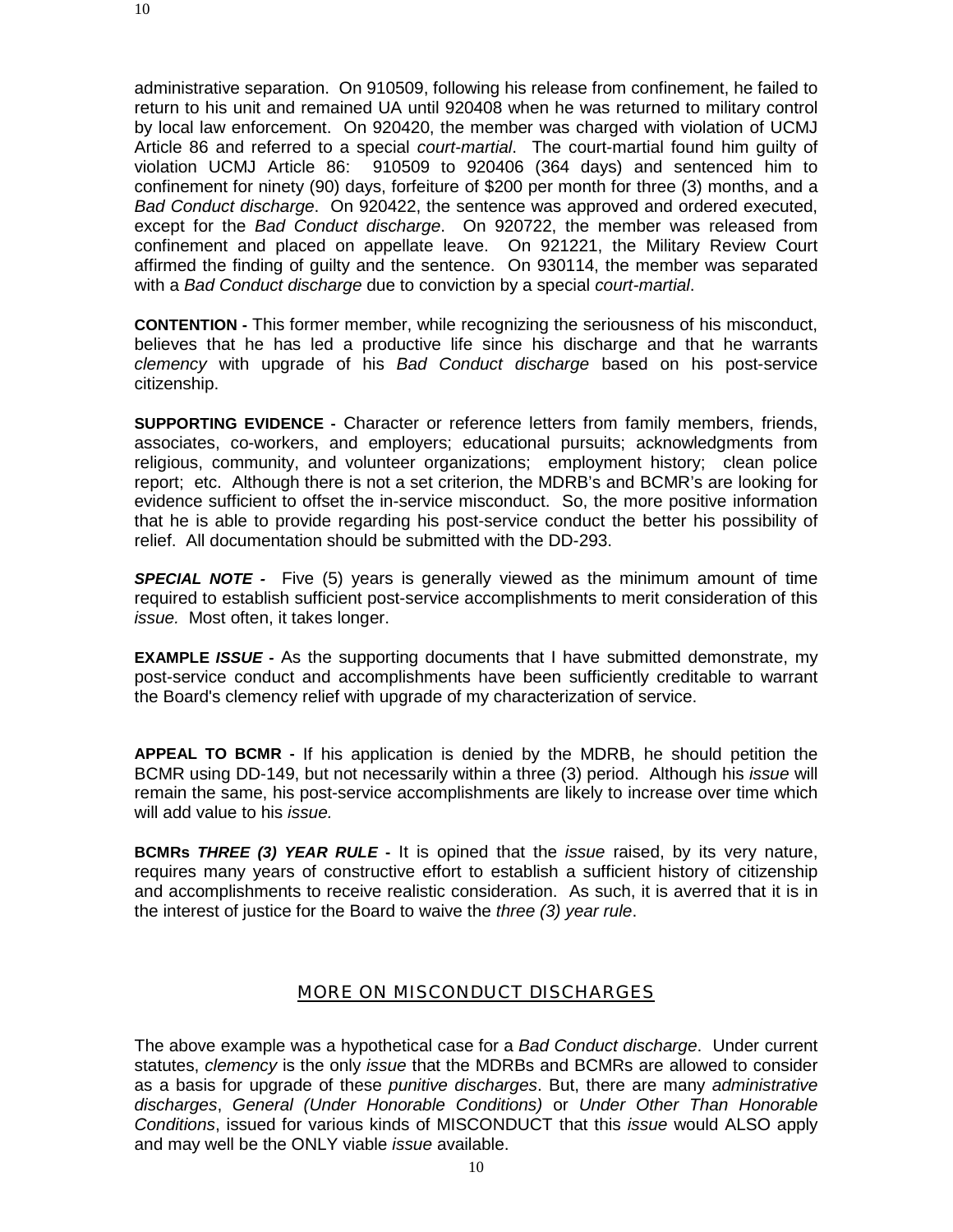administrative separation. On 910509, following his release from confinement, he failed to return to his unit and remained UA until 920408 when he was returned to military control by local law enforcement. On 920420, the member was charged with violation of UCMJ Article 86 and referred to a special *court-martial*. The court-martial found him guilty of violation UCMJ Article 86: 910509 to 920406 (364 days) and sentenced him to confinement for ninety (90) days, forfeiture of $200 per month for three (3) months, and a *Bad Conduct discharge*. On 920422, the sentence was approved and ordered executed, except for the *Bad Conduct discharge*. On 920722, the member was released from confinement and placed on appellate leave. On 921221, the Military Review Court affirmed the finding of guilty and the sentence. On 930114, the member was separated with a *Bad Conduct discharge* due to conviction by a special *court-martial*.

**CONTENTION -** This former member, while recognizing the seriousness of his misconduct, believes that he has led a productive life since his discharge and that he warrants *clemency* with upgrade of his *Bad Conduct discharge* based on his post-service citizenship.

**SUPPORTING EVIDENCE -** Character or reference letters from family members, friends, associates, co-workers, and employers; educational pursuits; acknowledgments from religious, community, and volunteer organizations; employment history; clean police report; etc. Although there is not a set criterion, the MDRB's and BCMR's are looking for evidence sufficient to offset the in-service misconduct. So, the more positive information that he is able to provide regarding his post-service conduct the better his possibility of relief. All documentation should be submitted with the DD-293.

***SPECIAL NOTE -*** Five (5) years is generally viewed as the minimum amount of time required to establish sufficient post-service accomplishments to merit consideration of this *issue.* Most often, it takes longer.

**EXAMPLE *ISSUE* -** As the supporting documents that I have submitted demonstrate, my post-service conduct and accomplishments have been sufficiently creditable to warrant the Board's clemency relief with upgrade of my characterization of service.

**APPEAL TO BCMR -** If his application is denied by the MDRB, he should petition the BCMR using DD-149, but not necessarily within a three (3) period. Although his *issue* will remain the same, his post-service accomplishments are likely to increase over time which will add value to his *issue.*

**BCMRs *THREE (3) YEAR RULE* -** It is opined that the *issue* raised, by its very nature, requires many years of constructive effort to establish a sufficient history of citizenship and accomplishments to receive realistic consideration. As such, it is averred that it is in the interest of justice for the Board to waive the *three (3) year rule*.

## MORE ON MISCONDUCT DISCHARGES

The above example was a hypothetical case for a *Bad Conduct discharge*. Under current statutes, *clemency* is the only *issue* that the MDRBs and BCMRs are allowed to consider as a basis for upgrade of these *punitive discharges*. But, there are many *administrative discharges*, *General (Under Honorable Conditions)* or *Under Other Than Honorable Conditions*, issued for various kinds of MISCONDUCT that this *issue* would ALSO apply and may well be the ONLY viable *issue* available.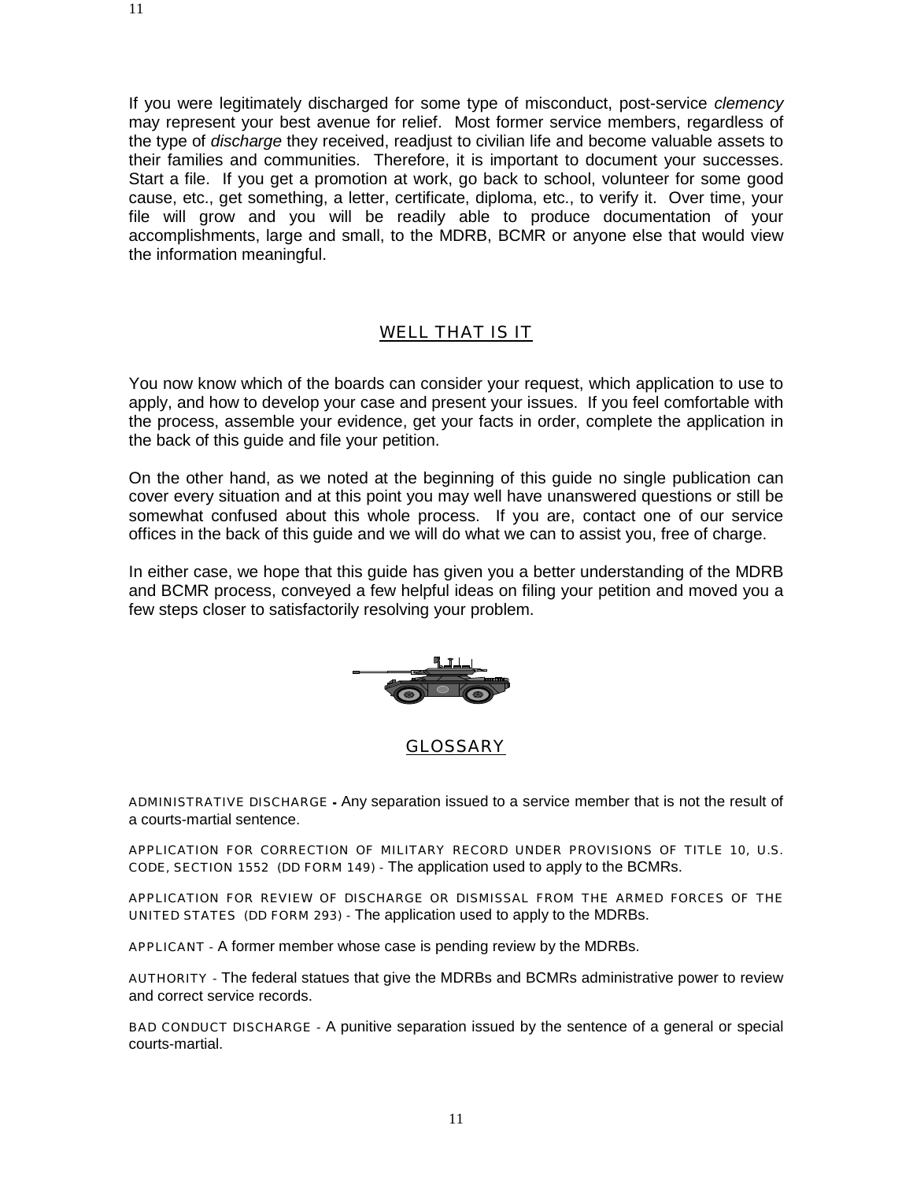If you were legitimately discharged for some type of misconduct, post-service *clemency* may represent your best avenue for relief. Most former service members, regardless of the type of *discharge* they received, readjust to civilian life and become valuable assets to their families and communities. Therefore, it is important to document your successes. Start a file. If you get a promotion at work, go back to school, volunteer for some good cause, etc., get something, a letter, certificate, diploma, etc., to verify it. Over time, your file will grow and you will be readily able to produce documentation of your accomplishments, large and small, to the MDRB, BCMR or anyone else that would view the information meaningful.

## WELL THAT IS IT

You now know which of the boards can consider your request, which application to use to apply, and how to develop your case and present your issues. If you feel comfortable with the process, assemble your evidence, get your facts in order, complete the application in the back of this guide and file your petition.

On the other hand, as we noted at the beginning of this guide no single publication can cover every situation and at this point you may well have unanswered questions or still be somewhat confused about this whole process. If you are, contact one of our service offices in the back of this guide and we will do what we can to assist you, free of charge.

In either case, we hope that this guide has given you a better understanding of the MDRB and BCMR process, conveyed a few helpful ideas on filing your petition and moved you a few steps closer to satisfactorily resolving your problem.

## GLOSSARY

ADMINISTRATIVE DISCHARGE - Any separation issued to a service member that is not the result of a courts-martial sentence.

APPLICATION FOR CORRECTION OF MILITARY RECORD UNDER PROVISIONS OF TITLE 10, U.S. CODE, SECTION 1552 (DD FORM 149) - The application used to apply to the BCMRs.

APPLICATION FOR REVIEW OF DISCHARGE OR DISMISSAL FROM THE ARMED FORCES OF THE UNITED STATES (DD FORM 293) - The application used to apply to the MDRBs.

APPLICANT - A former member whose case is pending review by the MDRBs.

AUTHORITY - The federal statues that give the MDRBs and BCMRs administrative power to review and correct service records.

BAD CONDUCT DISCHARGE - A punitive separation issued by the sentence of a general or special courts-martial.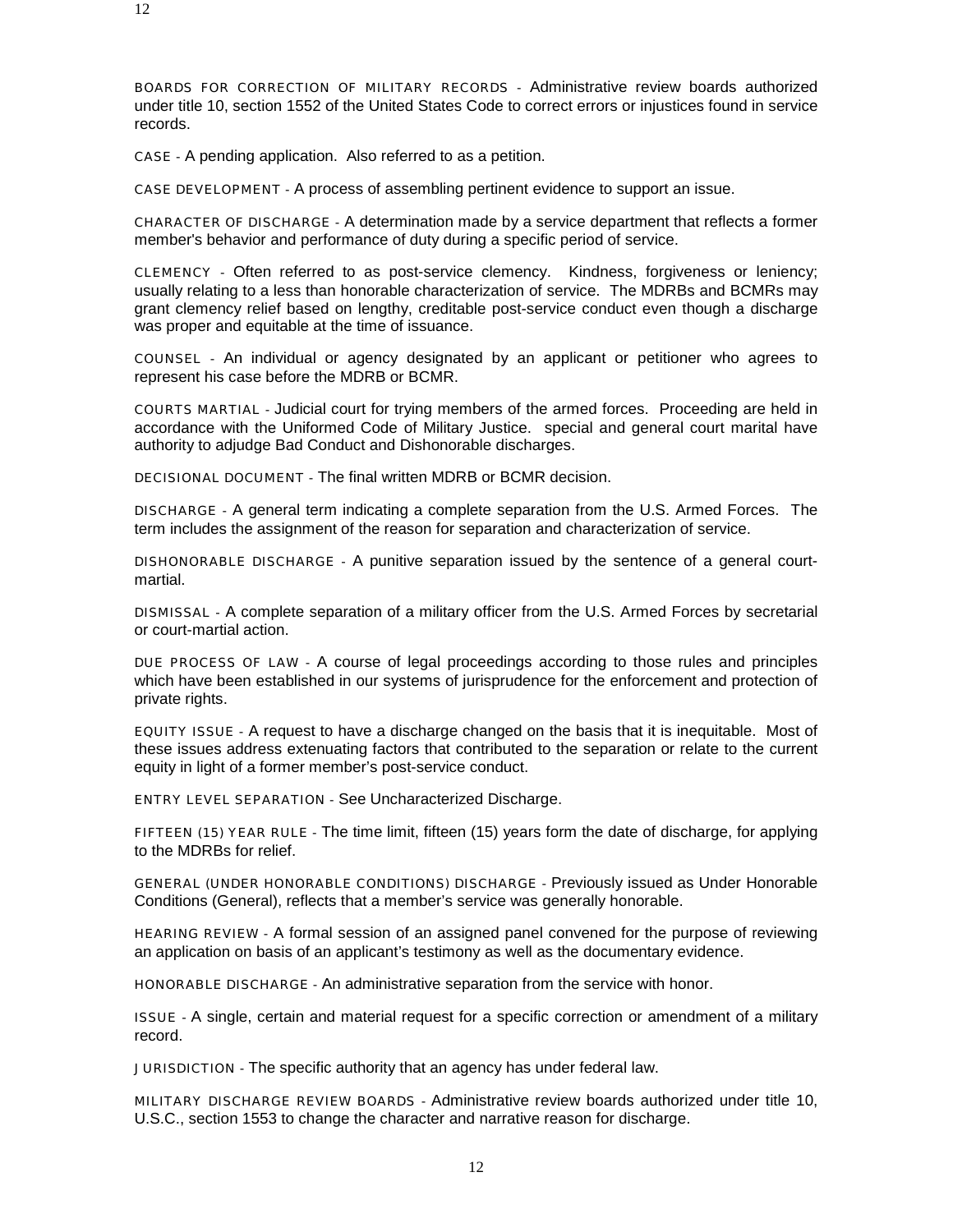BOARDS FOR CORRECTION OF MILITARY RECORDS - Administrative review boards authorized under title 10, section 1552 of the United States Code to correct errors or injustices found in service records.

CASE - A pending application. Also referred to as a petition.

CASE DEVELOPMENT - A process of assembling pertinent evidence to support an issue.

CHARACTER OF DISCHARGE - A determination made by a service department that reflects a former member's behavior and performance of duty during a specific period of service.

CLEMENCY - Often referred to as post-service clemency. Kindness, forgiveness or leniency; usually relating to a less than honorable characterization of service. The MDRBs and BCMRs may grant clemency relief based on lengthy, creditable post-service conduct even though a discharge was proper and equitable at the time of issuance.

COUNSEL - An individual or agency designated by an applicant or petitioner who agrees to represent his case before the MDRB or BCMR.

COURTS MARTIAL - Judicial court for trying members of the armed forces. Proceeding are held in accordance with the Uniformed Code of Military Justice. special and general court marital have authority to adjudge Bad Conduct and Dishonorable discharges.

DECISIONAL DOCUMENT - The final written MDRB or BCMR decision.

DISCHARGE - A general term indicating a complete separation from the U.S. Armed Forces. The term includes the assignment of the reason for separation and characterization of service.

DISHONORABLE DISCHARGE - A punitive separation issued by the sentence of a general court-martial.

DISMISSAL - A complete separation of a military officer from the U.S. Armed Forces by secretarial or court-martial action.

DUE PROCESS OF LAW - A course of legal proceedings according to those rules and principles which have been established in our systems of jurisprudence for the enforcement and protection of private rights.

EQUITY ISSUE - A request to have a discharge changed on the basis that it is inequitable. Most of these issues address extenuating factors that contributed to the separation or relate to the current equity in light of a former member's post-service conduct.

ENTRY LEVEL SEPARATION - See Uncharacterized Discharge.

FIFTEEN (15) YEAR RULE - The time limit, fifteen (15) years form the date of discharge, for applying to the MDRBs for relief.

GENERAL (UNDER HONORABLE CONDITIONS) DISCHARGE - Previously issued as Under Honorable Conditions (General), reflects that a member's service was generally honorable.

HEARING REVIEW - A formal session of an assigned panel convened for the purpose of reviewing an application on basis of an applicant's testimony as well as the documentary evidence.

HONORABLE DISCHARGE - An administrative separation from the service with honor.

ISSUE - A single, certain and material request for a specific correction or amendment of a military record.

JURISDICTION - The specific authority that an agency has under federal law.

MILITARY DISCHARGE REVIEW BOARDS - Administrative review boards authorized under title 10, U.S.C., section 1553 to change the character and narrative reason for discharge.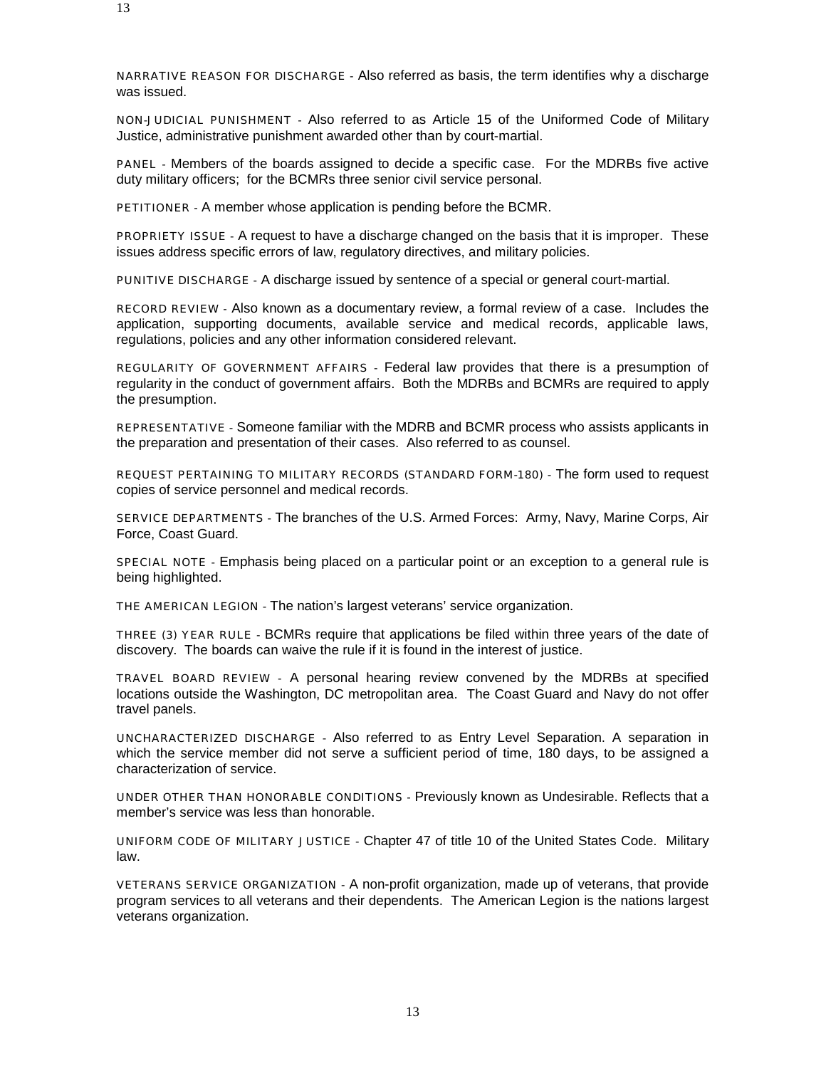NARRATIVE REASON FOR DISCHARGE - Also referred as basis, the term identifies why a discharge was issued.

NON-JUDICIAL PUNISHMENT - Also referred to as Article 15 of the Uniformed Code of Military Justice, administrative punishment awarded other than by court-martial.

PANEL - Members of the boards assigned to decide a specific case. For the MDRBs five active duty military officers; for the BCMRs three senior civil service personal.

PETITIONER - A member whose application is pending before the BCMR.

PROPRIETY ISSUE - A request to have a discharge changed on the basis that it is improper. These issues address specific errors of law, regulatory directives, and military policies.

PUNITIVE DISCHARGE - A discharge issued by sentence of a special or general court-martial.

RECORD REVIEW - Also known as a documentary review, a formal review of a case. Includes the application, supporting documents, available service and medical records, applicable laws, regulations, policies and any other information considered relevant.

REGULARITY OF GOVERNMENT AFFAIRS - Federal law provides that there is a presumption of regularity in the conduct of government affairs. Both the MDRBs and BCMRs are required to apply the presumption.

REPRESENTATIVE - Someone familiar with the MDRB and BCMR process who assists applicants in the preparation and presentation of their cases. Also referred to as counsel.

REQUEST PERTAINING TO MILITARY RECORDS (STANDARD FORM-180) - The form used to request copies of service personnel and medical records.

SERVICE DEPARTMENTS - The branches of the U.S. Armed Forces: Army, Navy, Marine Corps, Air Force, Coast Guard.

SPECIAL NOTE - Emphasis being placed on a particular point or an exception to a general rule is being highlighted.

THE AMERICAN LEGION - The nation's largest veterans' service organization.

THREE (3) YEAR RULE - BCMRs require that applications be filed within three years of the date of discovery. The boards can waive the rule if it is found in the interest of justice.

TRAVEL BOARD REVIEW - A personal hearing review convened by the MDRBs at specified locations outside the Washington, DC metropolitan area. The Coast Guard and Navy do not offer travel panels.

UNCHARACTERIZED DISCHARGE - Also referred to as Entry Level Separation. A separation in which the service member did not serve a sufficient period of time, 180 days, to be assigned a characterization of service.

UNDER OTHER THAN HONORABLE CONDITIONS - Previously known as Undesirable. Reflects that a member's service was less than honorable.

UNIFORM CODE OF MILITARY JUSTICE - Chapter 47 of title 10 of the United States Code. Military law.

VETERANS SERVICE ORGANIZATION - A non-profit organization, made up of veterans, that provide program services to all veterans and their dependents. The American Legion is the nations largest veterans organization.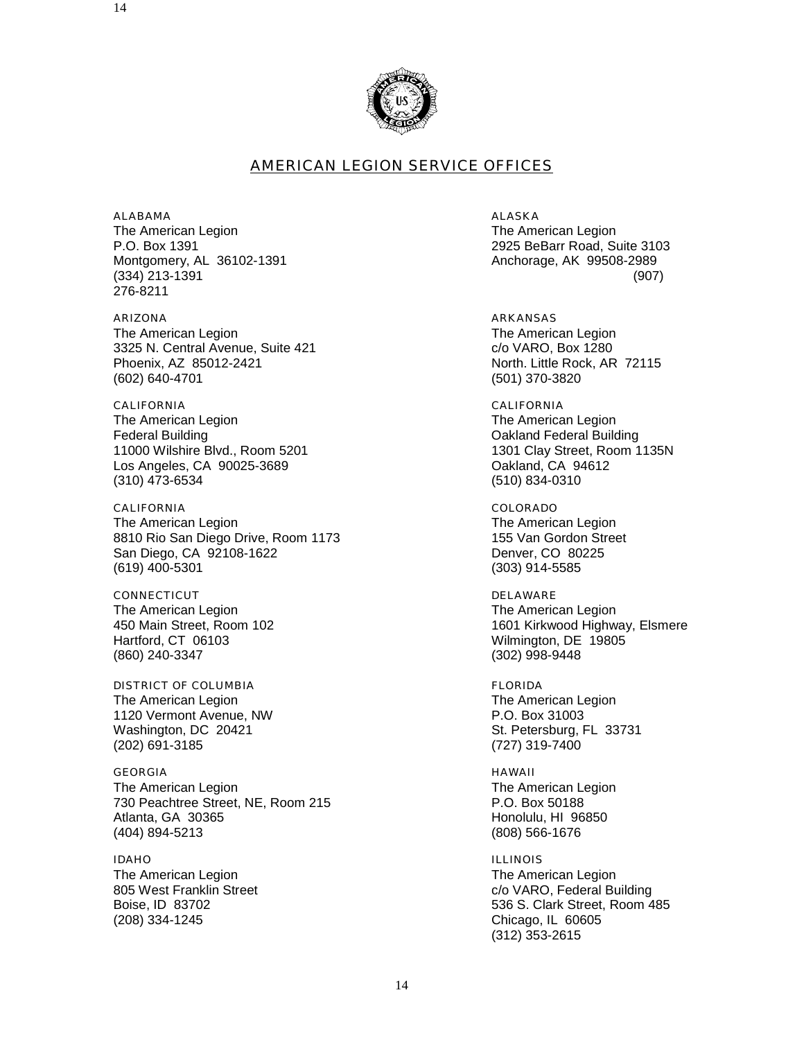## AMERICAN LEGION SERVICE OFFICES

ALABAMA
The American Legion
P.O. Box 1391
Montgomery, AL 36102-1391
(334) 213-1391

ALASKA
The American Legion
2925 BeBarr Road, Suite 3103
Anchorage, AK 99508-2989
(907) 276-8211

ARIZONA
The American Legion
3325 N. Central Avenue, Suite 421
Phoenix, AZ 85012-2421
(602) 640-4701

ARKANSAS
The American Legion
c/o VARO, Box 1280
North. Little Rock, AR 72115
(501) 370-3820

CALIFORNIA
The American Legion
Federal Building
11000 Wilshire Blvd., Room 5201
Los Angeles, CA 90025-3689
(310) 473-6534

CALIFORNIA
The American Legion
Oakland Federal Building
1301 Clay Street, Room 1135N
Oakland, CA 94612
(510) 834-0310

CALIFORNIA
The American Legion
8810 Rio San Diego Drive, Room 1173
San Diego, CA 92108-1622
(619) 400-5301

COLORADO
The American Legion
155 Van Gordon Street
Denver, CO 80225
(303) 914-5585

CONNECTICUT
The American Legion
450 Main Street, Room 102
Hartford, CT 06103
(860) 240-3347

DELAWARE
The American Legion
1601 Kirkwood Highway, Elsmere
Wilmington, DE 19805
(302) 998-9448

DISTRICT OF COLUMBIA
The American Legion
1120 Vermont Avenue, NW
Washington, DC 20421
(202) 691-3185

FLORIDA
The American Legion
P.O. Box 31003
St. Petersburg, FL 33731
(727) 319-7400

GEORGIA
The American Legion
730 Peachtree Street, NE, Room 215
Atlanta, GA 30365
(404) 894-5213

HAWAII
The American Legion
P.O. Box 50188
Honolulu, HI 96850
(808) 566-1676

IDAHO
The American Legion
805 West Franklin Street
Boise, ID 83702
(208) 334-1245

ILLINOIS
The American Legion
c/o VARO, Federal Building
536 S. Clark Street, Room 485
Chicago, IL 60605
(312) 353-2615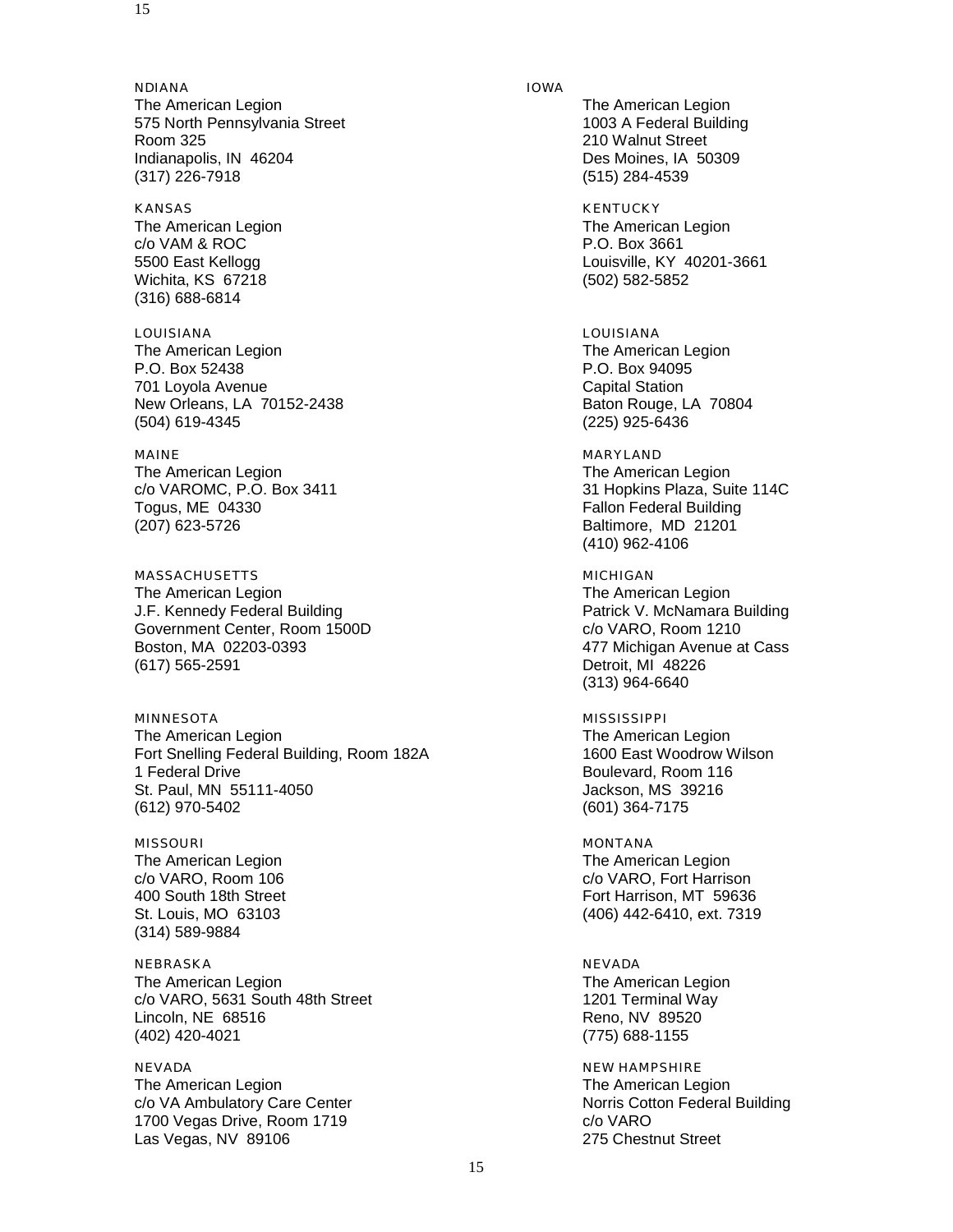NDIANA

The American Legion
575 North Pennsylvania Street
Room 325
Indianapolis, IN 46204
(317) 226-7918

IOWA

The American Legion
1003 A Federal Building
210 Walnut Street
Des Moines, IA 50309
(515) 284-4539

KANSAS

The American Legion
c/o VAM & ROC
5500 East Kellogg
Wichita, KS 67218
(316) 688-6814

KENTUCKY

The American Legion
P.O. Box 3661
Louisville, KY 40201-3661
(502) 582-5852

LOUISIANA

The American Legion
P.O. Box 52438
701 Loyola Avenue
New Orleans, LA 70152-2438
(504) 619-4345

LOUISIANA

The American Legion
P.O. Box 94095
Capital Station
Baton Rouge, LA 70804
(225) 925-6436

MAINE

The American Legion
c/o VAROMC, P.O. Box 3411
Togus, ME 04330
(207) 623-5726

MARYLAND

The American Legion
31 Hopkins Plaza, Suite 114C
Fallon Federal Building
Baltimore, MD 21201
(410) 962-4106

MASSACHUSETTS

The American Legion
J.F. Kennedy Federal Building
Government Center, Room 1500D
Boston, MA 02203-0393
(617) 565-2591

MICHIGAN

The American Legion
Patrick V. McNamara Building
c/o VARO, Room 1210
477 Michigan Avenue at Cass
Detroit, MI 48226
(313) 964-6640

MINNESOTA

The American Legion
Fort Snelling Federal Building, Room 182A
1 Federal Drive
St. Paul, MN 55111-4050
(612) 970-5402

MISSISSIPPI

The American Legion
1600 East Woodrow Wilson
Boulevard, Room 116
Jackson, MS 39216
(601) 364-7175

MISSOURI

The American Legion
c/o VARO, Room 106
400 South 18th Street
St. Louis, MO 63103
(314) 589-9884

MONTANA

The American Legion
c/o VARO, Fort Harrison
Fort Harrison, MT 59636
(406) 442-6410, ext. 7319

NEBRASKA

The American Legion
c/o VARO, 5631 South 48th Street
Lincoln, NE 68516
(402) 420-4021

NEVADA

The American Legion
1201 Terminal Way
Reno, NV 89520
(775) 688-1155

NEVADA

The American Legion
c/o VA Ambulatory Care Center
1700 Vegas Drive, Room 1719
Las Vegas, NV 89106

NEW HAMPSHIRE

The American Legion
Norris Cotton Federal Building
c/o VARO
275 Chestnut Street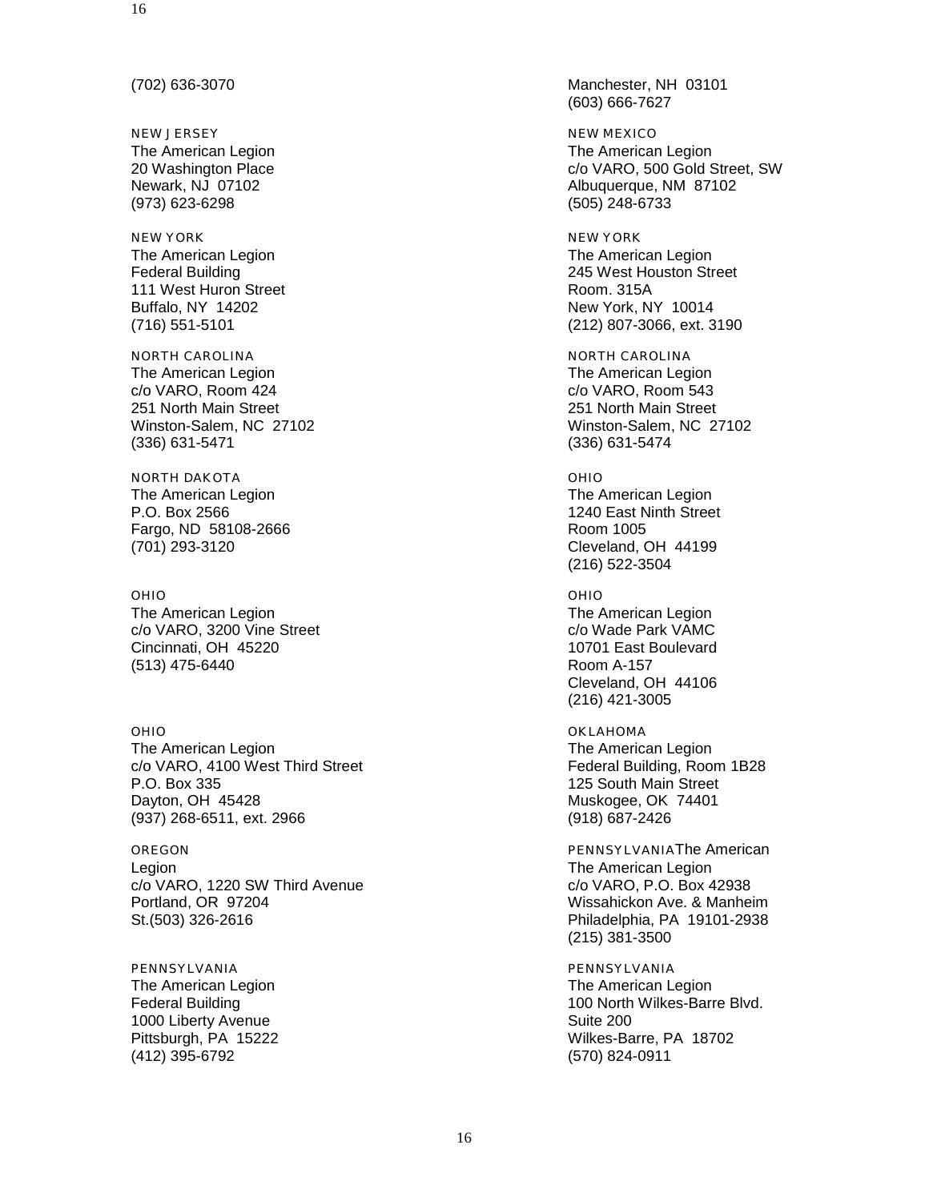(702) 636-3070

Manchester, NH 03101
(603) 666-7627

NEW JERSEY
The American Legion
20 Washington Place
Newark, NJ 07102
(973) 623-6298

NEW MEXICO
The American Legion
c/o VARO, 500 Gold Street, SW
Albuquerque, NM 87102
(505) 248-6733

NEW YORK
The American Legion
Federal Building
111 West Huron Street
Buffalo, NY 14202
(716) 551-5101

NEW YORK
The American Legion
245 West Houston Street
Room. 315A
New York, NY 10014
(212) 807-3066, ext. 3190

NORTH CAROLINA
The American Legion
c/o VARO, Room 424
251 North Main Street
Winston-Salem, NC 27102
(336) 631-5471

NORTH CAROLINA
The American Legion
c/o VARO, Room 543
251 North Main Street
Winston-Salem, NC 27102
(336) 631-5474

NORTH DAKOTA
The American Legion
P.O. Box 2566
Fargo, ND 58108-2666
(701) 293-3120

OHIO
The American Legion
1240 East Ninth Street
Room 1005
Cleveland, OH 44199
(216) 522-3504

OHIO
The American Legion
c/o VARO, 3200 Vine Street
Cincinnati, OH 45220
(513) 475-6440

OHIO
The American Legion
c/o Wade Park VAMC
10701 East Boulevard
Room A-157
Cleveland, OH 44106
(216) 421-3005

OHIO
The American Legion
c/o VARO, 4100 West Third Street
P.O. Box 335
Dayton, OH 45428
(937) 268-6511, ext. 2966

OKLAHOMA
The American Legion
Federal Building, Room 1B28
125 South Main Street
Muskogee, OK 74401
(918) 687-2426

OREGON
Legion
c/o VARO, 1220 SW Third Avenue
Portland, OR 97204
St.(503) 326-2616

PENNSYLVANIAThe American
The American Legion
c/o VARO, P.O. Box 42938
Wissahickon Ave. & Manheim
Philadelphia, PA 19101-2938
(215) 381-3500

PENNSYLVANIA
The American Legion
Federal Building
1000 Liberty Avenue
Pittsburgh, PA 15222
(412) 395-6792

PENNSYLVANIA
The American Legion
100 North Wilkes-Barre Blvd.
Suite 200
Wilkes-Barre, PA 18702
(570) 824-0911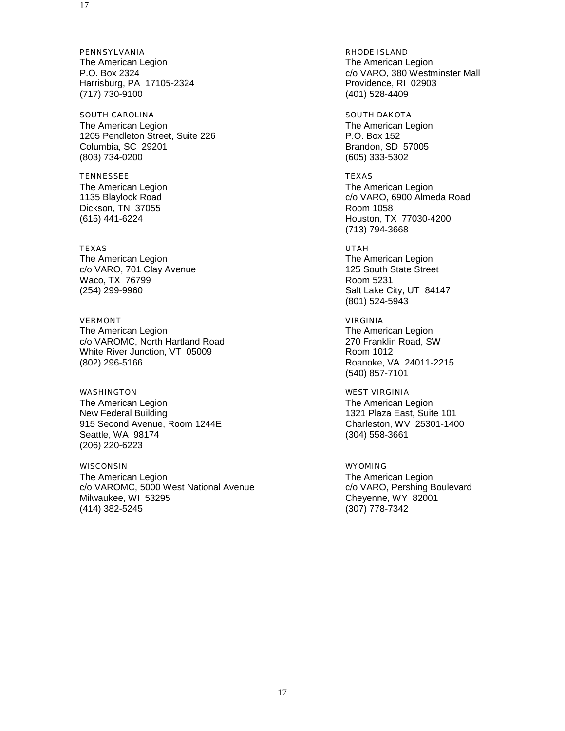PENNSYLVANIA
The American Legion
P.O. Box 2324
Harrisburg, PA 17105-2324
(717) 730-9100

RHODE ISLAND
The American Legion
c/o VARO, 380 Westminster Mall
Providence, RI 02903
(401) 528-4409

SOUTH CAROLINA
The American Legion
1205 Pendleton Street, Suite 226
Columbia, SC 29201
(803) 734-0200

SOUTH DAKOTA
The American Legion
P.O. Box 152
Brandon, SD 57005
(605) 333-5302

TENNESSEE
The American Legion
1135 Blaylock Road
Dickson, TN 37055
(615) 441-6224

TEXAS
The American Legion
c/o VARO, 6900 Almeda Road
Room 1058
Houston, TX 77030-4200
(713) 794-3668

TEXAS
The American Legion
c/o VARO, 701 Clay Avenue
Waco, TX 76799
(254) 299-9960

UTAH
The American Legion
125 South State Street
Room 5231
Salt Lake City, UT 84147
(801) 524-5943

VERMONT
The American Legion
c/o VAROMC, North Hartland Road
White River Junction, VT 05009
(802) 296-5166

VIRGINIA
The American Legion
270 Franklin Road, SW
Room 1012
Roanoke, VA 24011-2215
(540) 857-7101

WASHINGTON
The American Legion
New Federal Building
915 Second Avenue, Room 1244E
Seattle, WA 98174
(206) 220-6223

WEST VIRGINIA
The American Legion
1321 Plaza East, Suite 101
Charleston, WV 25301-1400
(304) 558-3661

WISCONSIN
The American Legion
c/o VAROMC, 5000 West National Avenue
Milwaukee, WI 53295
(414) 382-5245

WYOMING
The American Legion
c/o VARO, Pershing Boulevard
Cheyenne, WY 82001
(307) 778-7342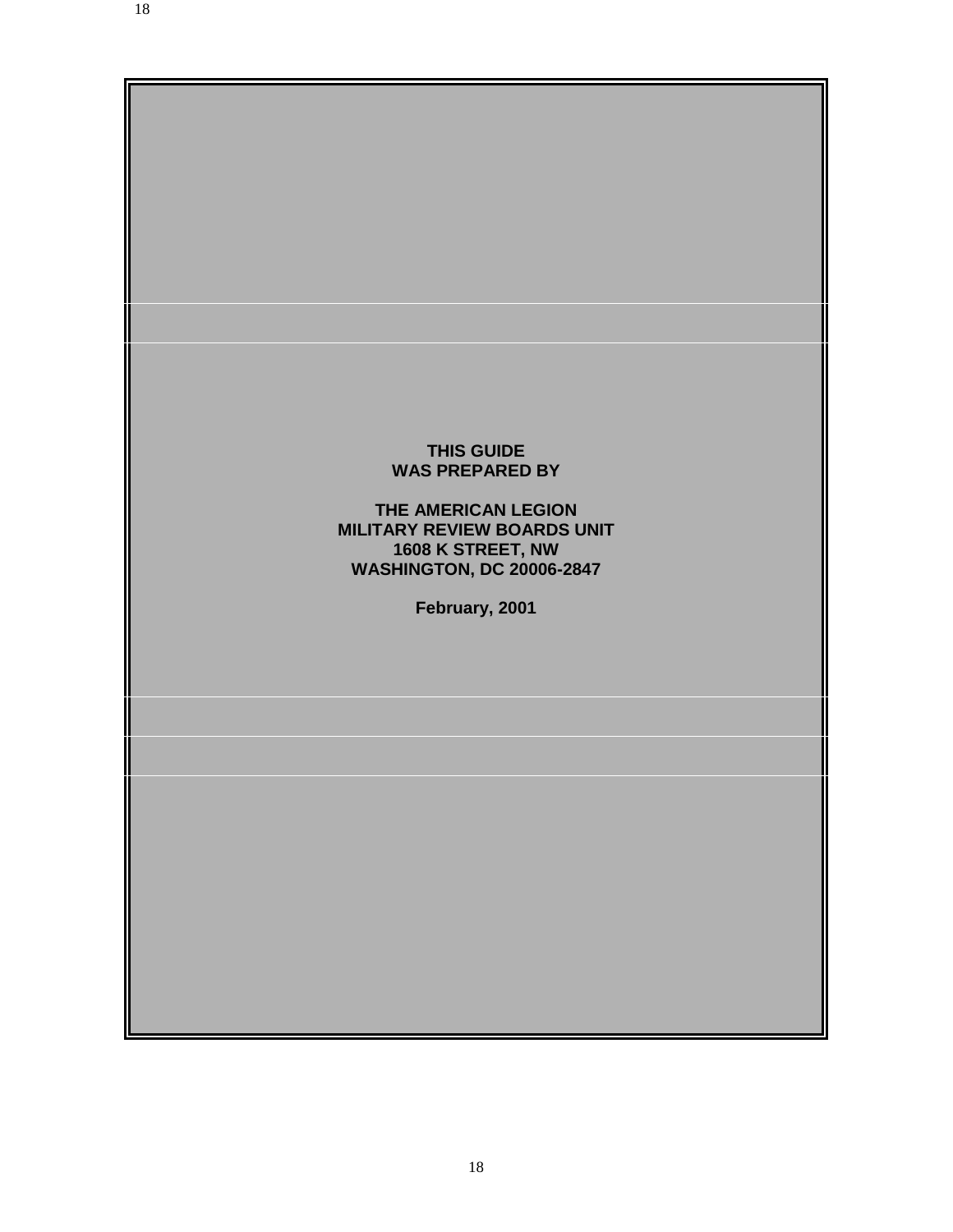**THIS GUIDE**
**WAS PREPARED BY**

**THE AMERICAN LEGION**
**MILITARY REVIEW BOARDS UNIT**
**1608 K STREET, NW**
**WASHINGTON, DC 20006-2847**

**February, 2001**